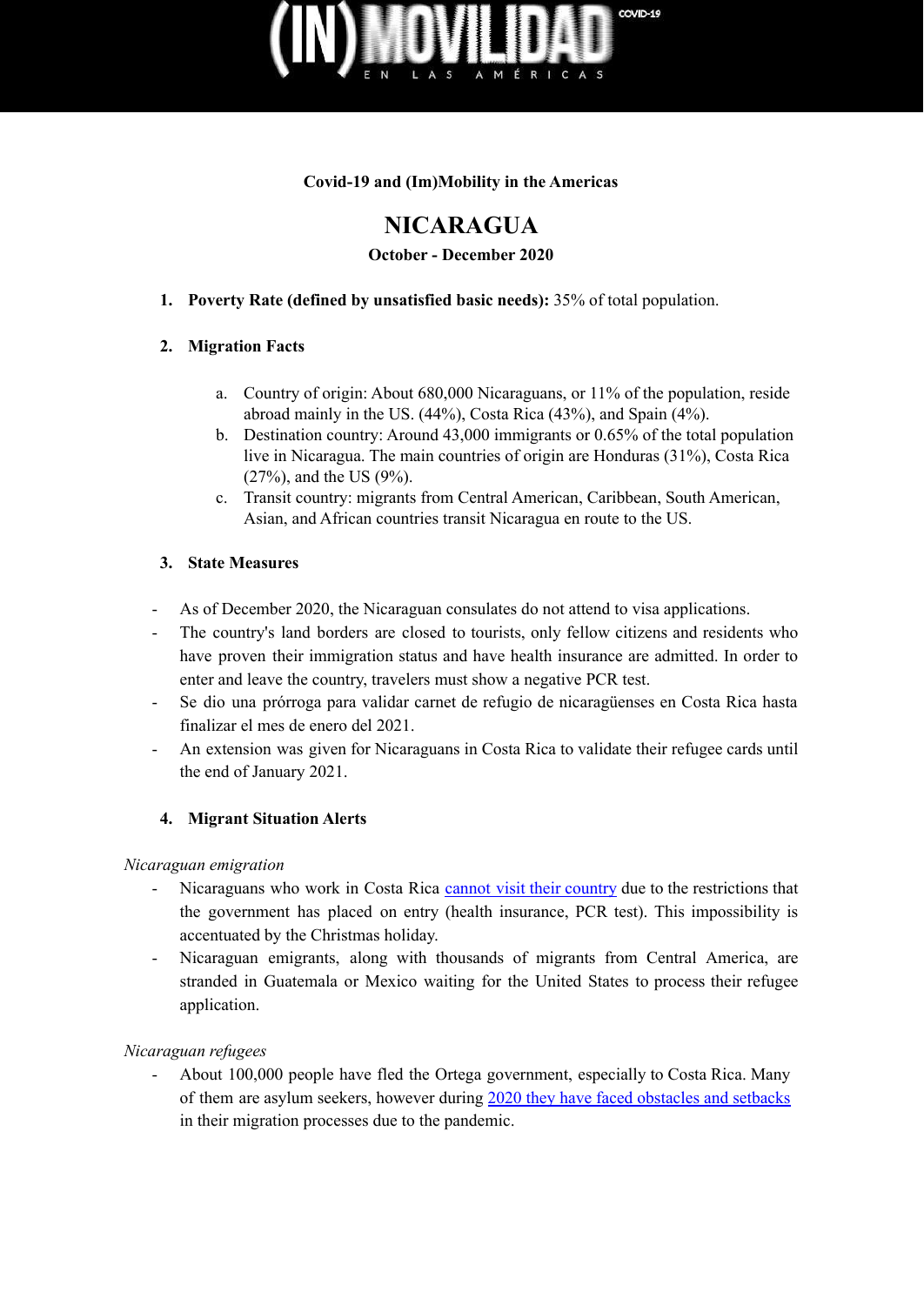(IN)MOVILIDAD EN LAS AMÉRICAS COVID-19

**Covid-19 and (Im)Mobility in the Americas**

# NICARAGUA

**October - December 2020**

1. **Poverty Rate (defined by unsatisfied basic needs):** 35% of total population.

2. **Migration Facts**

   a. Country of origin: About 680,000 Nicaraguans, or 11% of the population, reside abroad mainly in the US. (44%), Costa Rica (43%), and Spain (4%).
   
   b. Destination country: Around 43,000 immigrants or 0.65% of the total population live in Nicaragua. The main countries of origin are Honduras (31%), Costa Rica (27%), and the US (9%).
   
   c. Transit country: migrants from Central American, Caribbean, South American, Asian, and African countries transit Nicaragua en route to the US.

3. **State Measures**

- As of December 2020, the Nicaraguan consulates do not attend to visa applications.
- The country's land borders are closed to tourists, only fellow citizens and residents who have proven their immigration status and have health insurance are admitted. In order to enter and leave the country, travelers must show a negative PCR test.
- Se dio una prórroga para validar carnet de refugio de nicaragüenses en Costa Rica hasta finalizar el mes de enero del 2021.
- An extension was given for Nicaraguans in Costa Rica to validate their refugee cards until the end of January 2021.

4. **Migrant Situation Alerts**

*Nicaraguan emigration*

- Nicaraguans who work in Costa Rica cannot visit their country due to the restrictions that the government has placed on entry (health insurance, PCR test). This impossibility is accentuated by the Christmas holiday.
- Nicaraguan emigrants, along with thousands of migrants from Central America, are stranded in Guatemala or Mexico waiting for the United States to process their refugee application.

*Nicaraguan refugees*

- About 100,000 people have fled the Ortega government, especially to Costa Rica. Many of them are asylum seekers, however during 2020 they have faced obstacles and setbacks in their migration processes due to the pandemic.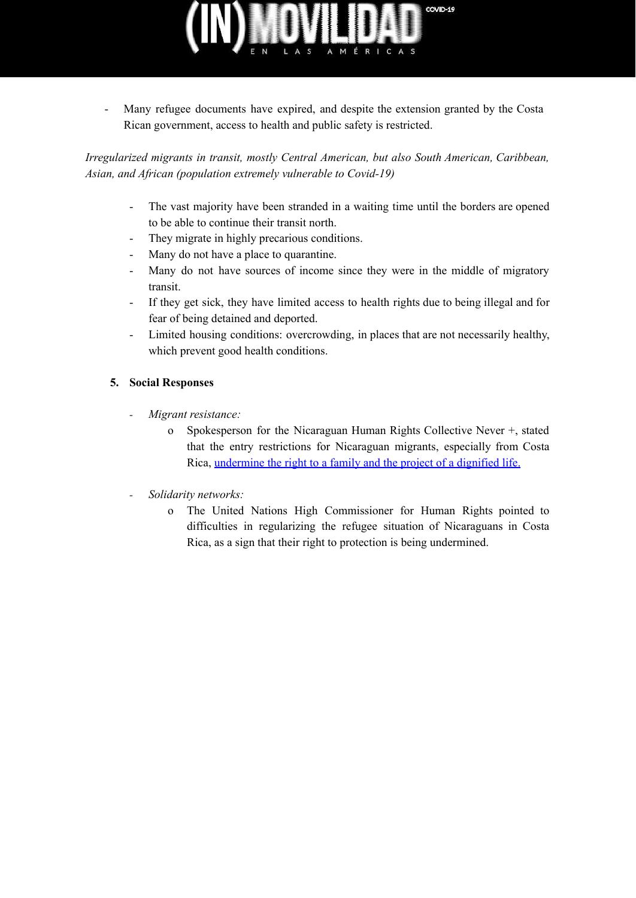- Many refugee documents have expired, and despite the extension granted by the Costa Rican government, access to health and public safety is restricted.

*Irregularized migrants in transit, mostly Central American, but also South American, Caribbean, Asian, and African (population extremely vulnerable to Covid-19)*

- The vast majority have been stranded in a waiting time until the borders are opened to be able to continue their transit north.
- They migrate in highly precarious conditions.
- Many do not have a place to quarantine.
- Many do not have sources of income since they were in the middle of migratory transit.
- If they get sick, they have limited access to health rights due to being illegal and for fear of being detained and deported.
- Limited housing conditions: overcrowding, in places that are not necessarily healthy, which prevent good health conditions.

5. **Social Responses**

- *Migrant resistance:*
    - Spokesperson for the Nicaraguan Human Rights Collective Never +, stated that the entry restrictions for Nicaraguan migrants, especially from Costa Rica, undermine the right to a family and the project of a dignified life.

- *Solidarity networks:*
    - The United Nations High Commissioner for Human Rights pointed to difficulties in regularizing the refugee situation of Nicaraguans in Costa Rica, as a sign that their right to protection is being undermined.